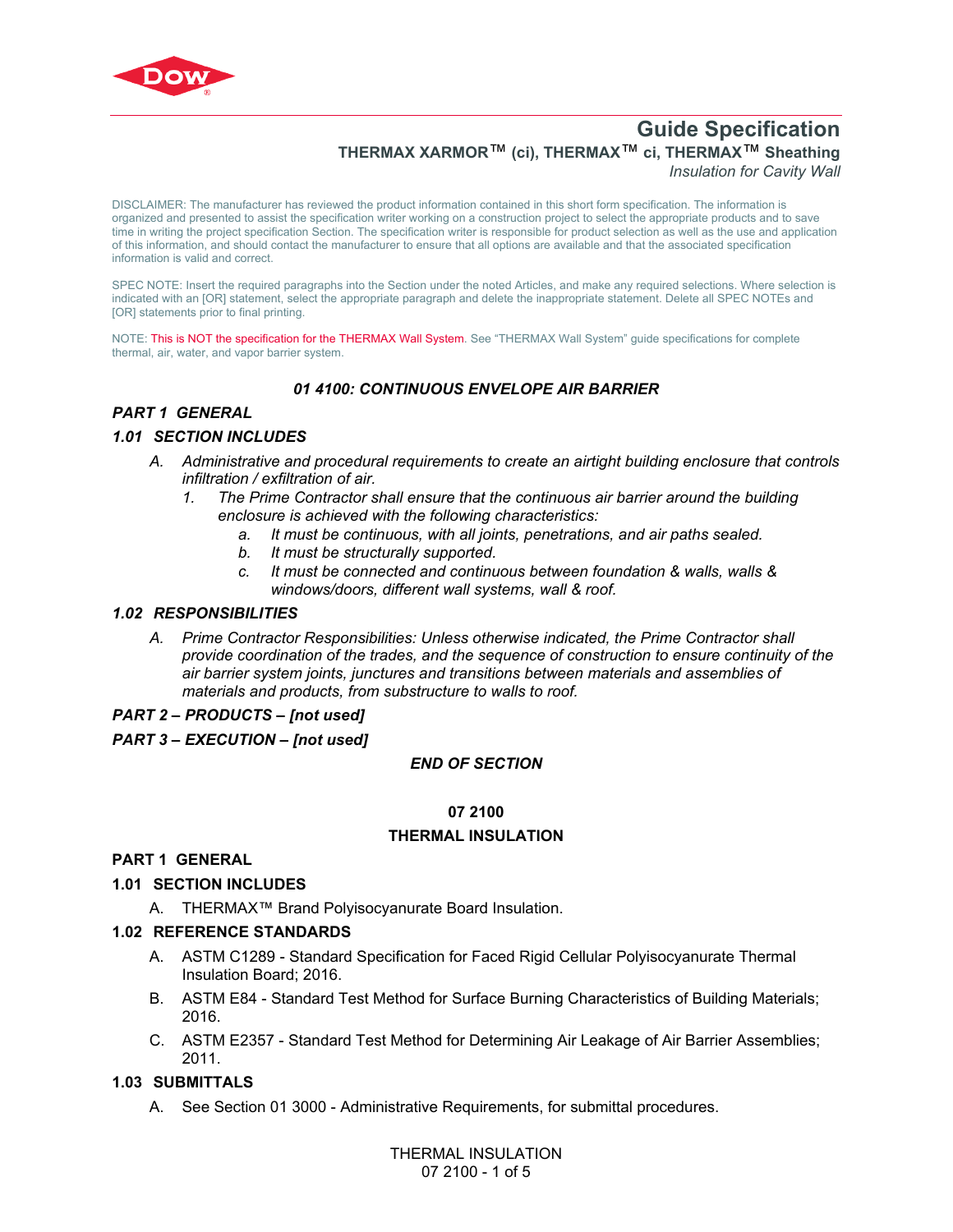# Guide Specification

**THERMAX XARMOR™ (ci), THERMAX™ ci, THERMAX™ Sheathing**

*Insulation for Cavity Wall*

DISCLAIMER: The manufacturer has reviewed the product information contained in this short form specification. The information is organized and presented to assist the specification writer working on a construction project to select the appropriate products and to save time in writing the project specification Section. The specification writer is responsible for product selection as well as the use and application of this information, and should contact the manufacturer to ensure that all options are available and that the associated specification information is valid and correct.

SPEC NOTE: Insert the required paragraphs into the Section under the noted Articles, and make any required selections. Where selection is indicated with an [OR] statement, select the appropriate paragraph and delete the inappropriate statement. Delete all SPEC NOTEs and [OR] statements prior to final printing.

NOTE: This is NOT the specification for the THERMAX Wall System. See "THERMAX Wall System" guide specifications for complete thermal, air, water, and vapor barrier system.

## *01 4100: CONTINUOUS ENVELOPE AIR BARRIER*

### *PART 1 GENERAL*

### *1.01 SECTION INCLUDES*

A. *Administrative and procedural requirements to create an airtight building enclosure that controls infiltration / exfiltration of air.*
   1. *The Prime Contractor shall ensure that the continuous air barrier around the building enclosure is achieved with the following characteristics:*
      a. *It must be continuous, with all joints, penetrations, and air paths sealed.*
      b. *It must be structurally supported.*
      c. *It must be connected and continuous between foundation & walls, walls & windows/doors, different wall systems, wall & roof.*

### *1.02 RESPONSIBILITIES*

A. *Prime Contractor Responsibilities: Unless otherwise indicated, the Prime Contractor shall provide coordination of the trades, and the sequence of construction to ensure continuity of the air barrier system joints, junctures and transitions between materials and assemblies of materials and products, from substructure to walls to roof.*

### *PART 2 – PRODUCTS – [not used]*

### *PART 3 – EXECUTION – [not used]*

***END OF SECTION***

## 07 2100

## THERMAL INSULATION

### PART 1 GENERAL

### 1.01 SECTION INCLUDES

A. THERMAX™ Brand Polyisocyanurate Board Insulation.

### 1.02 REFERENCE STANDARDS

A. ASTM C1289 - Standard Specification for Faced Rigid Cellular Polyisocyanurate Thermal Insulation Board; 2016.

B. ASTM E84 - Standard Test Method for Surface Burning Characteristics of Building Materials; 2016.

C. ASTM E2357 - Standard Test Method for Determining Air Leakage of Air Barrier Assemblies; 2011.

### 1.03 SUBMITTALS

A. See Section 01 3000 - Administrative Requirements, for submittal procedures.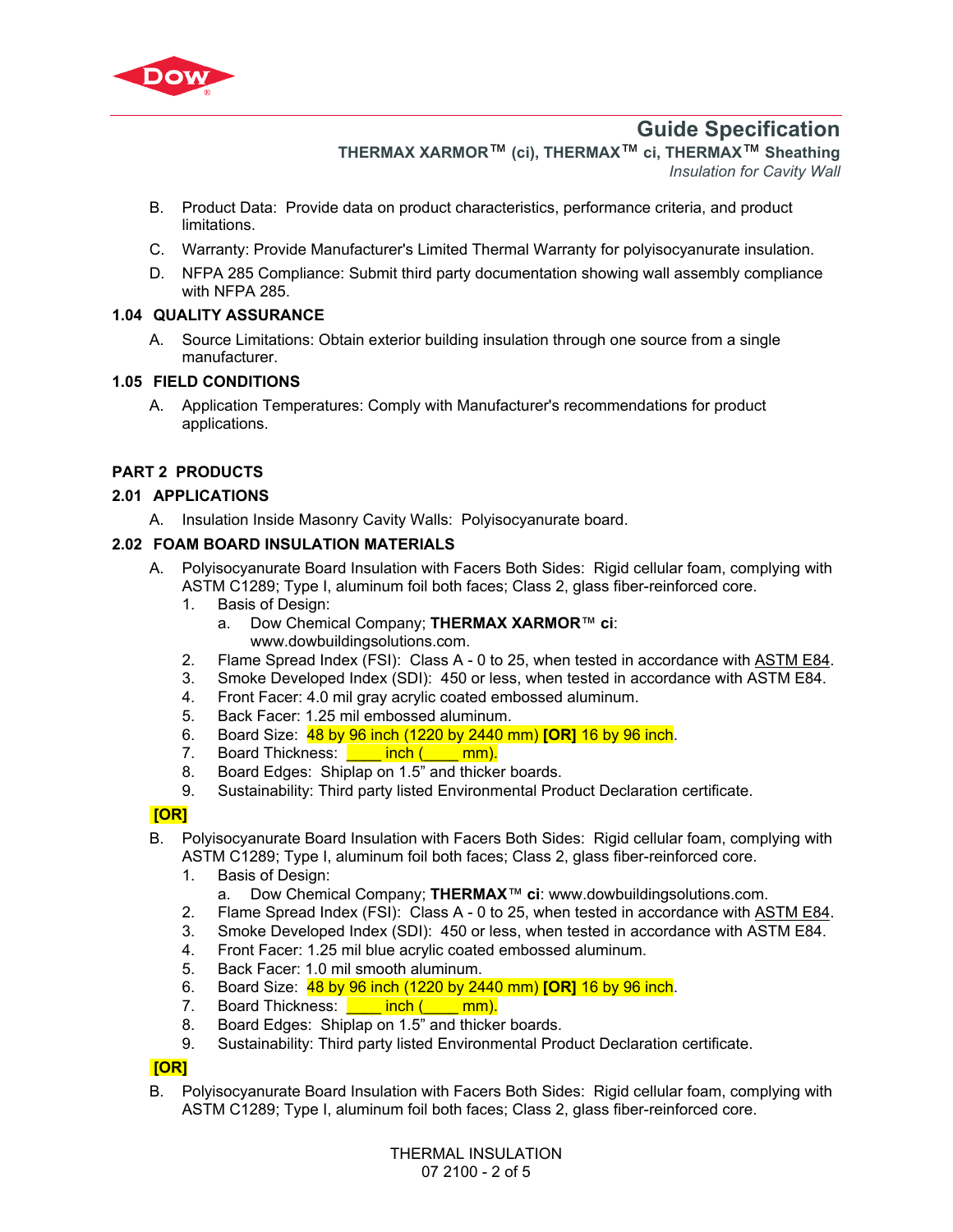B. Product Data: Provide data on product characteristics, performance criteria, and product limitations.

C. Warranty: Provide Manufacturer's Limited Thermal Warranty for polyisocyanurate insulation.

D. NFPA 285 Compliance: Submit third party documentation showing wall assembly compliance with NFPA 285.

### 1.04 QUALITY ASSURANCE

A. Source Limitations: Obtain exterior building insulation through one source from a single manufacturer.

### 1.05 FIELD CONDITIONS

A. Application Temperatures: Comply with Manufacturer's recommendations for product applications.

## PART 2 PRODUCTS

### 2.01 APPLICATIONS

A. Insulation Inside Masonry Cavity Walls: Polyisocyanurate board.

### 2.02 FOAM BOARD INSULATION MATERIALS

A. Polyisocyanurate Board Insulation with Facers Both Sides: Rigid cellular foam, complying with ASTM C1289; Type I, aluminum foil both faces; Class 2, glass fiber-reinforced core.
   1. Basis of Design:
      a. Dow Chemical Company; **THERMAX XARMOR**™ **ci**: www.dowbuildingsolutions.com.
   2. Flame Spread Index (FSI): Class A - 0 to 25, when tested in accordance with ASTM E84.
   3. Smoke Developed Index (SDI): 450 or less, when tested in accordance with ASTM E84.
   4. Front Facer: 4.0 mil gray acrylic coated embossed aluminum.
   5. Back Facer: 1.25 mil embossed aluminum.
   6. Board Size: 48 by 96 inch (1220 by 2440 mm) **[OR]** 16 by 96 inch.
   7. Board Thickness: ____ inch (____ mm).
   8. Board Edges: Shiplap on 1.5” and thicker boards.
   9. Sustainability: Third party listed Environmental Product Declaration certificate.

**[OR]**

B. Polyisocyanurate Board Insulation with Facers Both Sides: Rigid cellular foam, complying with ASTM C1289; Type I, aluminum foil both faces; Class 2, glass fiber-reinforced core.
   1. Basis of Design:
      a. Dow Chemical Company; **THERMAX**™ **ci**: www.dowbuildingsolutions.com.
   2. Flame Spread Index (FSI): Class A - 0 to 25, when tested in accordance with ASTM E84.
   3. Smoke Developed Index (SDI): 450 or less, when tested in accordance with ASTM E84.
   4. Front Facer: 1.25 mil blue acrylic coated embossed aluminum.
   5. Back Facer: 1.0 mil smooth aluminum.
   6. Board Size: 48 by 96 inch (1220 by 2440 mm) **[OR]** 16 by 96 inch.
   7. Board Thickness: ____ inch (____ mm).
   8. Board Edges: Shiplap on 1.5” and thicker boards.
   9. Sustainability: Third party listed Environmental Product Declaration certificate.

**[OR]**

B. Polyisocyanurate Board Insulation with Facers Both Sides: Rigid cellular foam, complying with ASTM C1289; Type I, aluminum foil both faces; Class 2, glass fiber-reinforced core.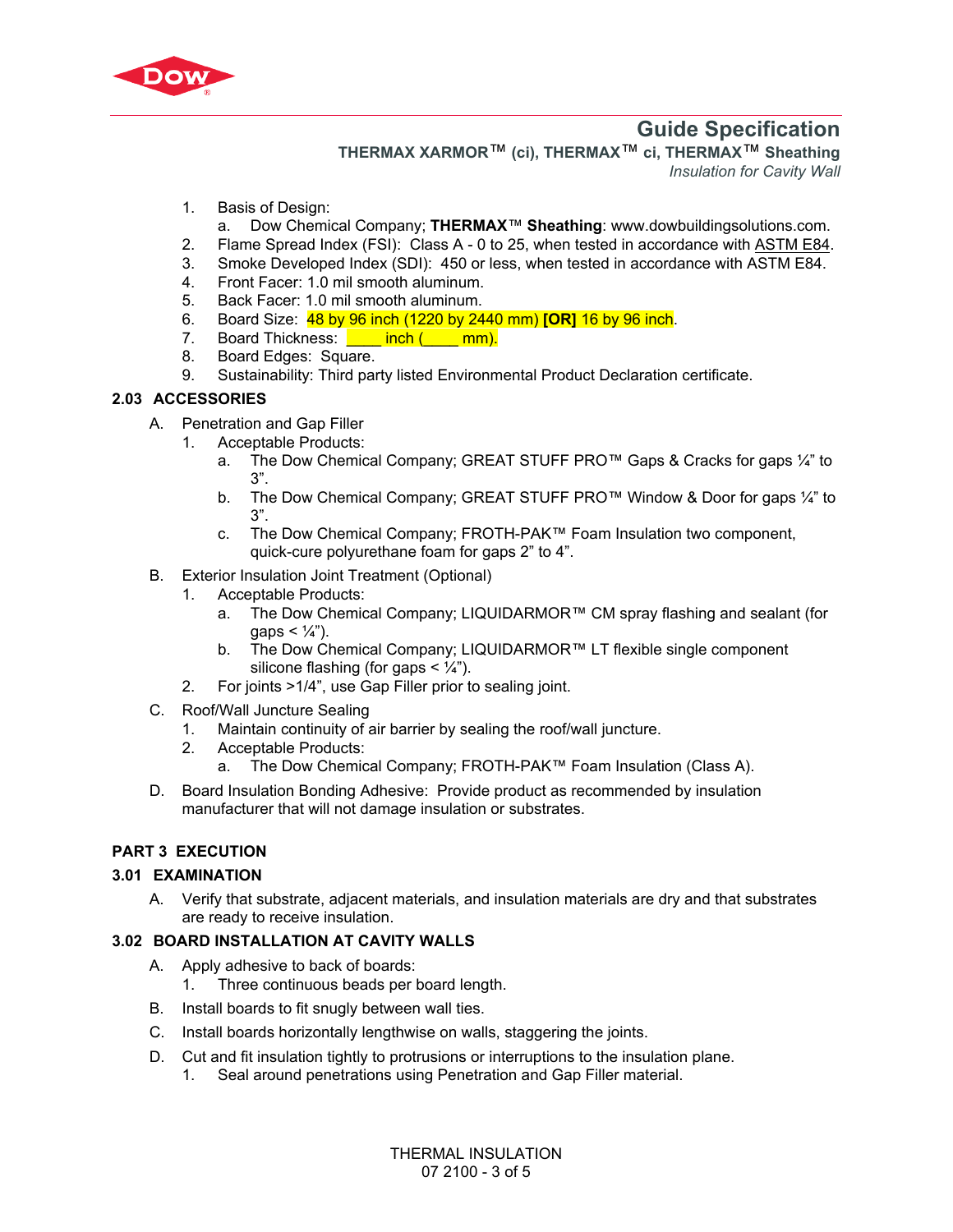1. Basis of Design:
   a. Dow Chemical Company; **THERMAX**™ **Sheathing**: www.dowbuildingsolutions.com.
2. Flame Spread Index (FSI): Class A - 0 to 25, when tested in accordance with ASTM E84.
3. Smoke Developed Index (SDI): 450 or less, when tested in accordance with ASTM E84.
4. Front Facer: 1.0 mil smooth aluminum.
5. Back Facer: 1.0 mil smooth aluminum.
6. Board Size: 48 by 96 inch (1220 by 2440 mm) **[OR]** 16 by 96 inch.
7. Board Thickness: ____ inch (____ mm).
8. Board Edges: Square.
9. Sustainability: Third party listed Environmental Product Declaration certificate.

### 2.03 ACCESSORIES

A. Penetration and Gap Filler
   1. Acceptable Products:
      a. The Dow Chemical Company; GREAT STUFF PRO™ Gaps & Cracks for gaps ¼" to 3".
      b. The Dow Chemical Company; GREAT STUFF PRO™ Window & Door for gaps ¼" to 3".
      c. The Dow Chemical Company; FROTH-PAK™ Foam Insulation two component, quick-cure polyurethane foam for gaps 2" to 4".

B. Exterior Insulation Joint Treatment (Optional)
   1. Acceptable Products:
      a. The Dow Chemical Company; LIQUIDARMOR™ CM spray flashing and sealant (for gaps < ¼").
      b. The Dow Chemical Company; LIQUIDARMOR™ LT flexible single component silicone flashing (for gaps < ¼").
   2. For joints >1/4", use Gap Filler prior to sealing joint.

C. Roof/Wall Juncture Sealing
   1. Maintain continuity of air barrier by sealing the roof/wall juncture.
   2. Acceptable Products:
      a. The Dow Chemical Company; FROTH-PAK™ Foam Insulation (Class A).

D. Board Insulation Bonding Adhesive: Provide product as recommended by insulation manufacturer that will not damage insulation or substrates.

## PART 3 EXECUTION

### 3.01 EXAMINATION

A. Verify that substrate, adjacent materials, and insulation materials are dry and that substrates are ready to receive insulation.

### 3.02 BOARD INSTALLATION AT CAVITY WALLS

A. Apply adhesive to back of boards:
   1. Three continuous beads per board length.

B. Install boards to fit snugly between wall ties.

C. Install boards horizontally lengthwise on walls, staggering the joints.

D. Cut and fit insulation tightly to protrusions or interruptions to the insulation plane.
   1. Seal around penetrations using Penetration and Gap Filler material.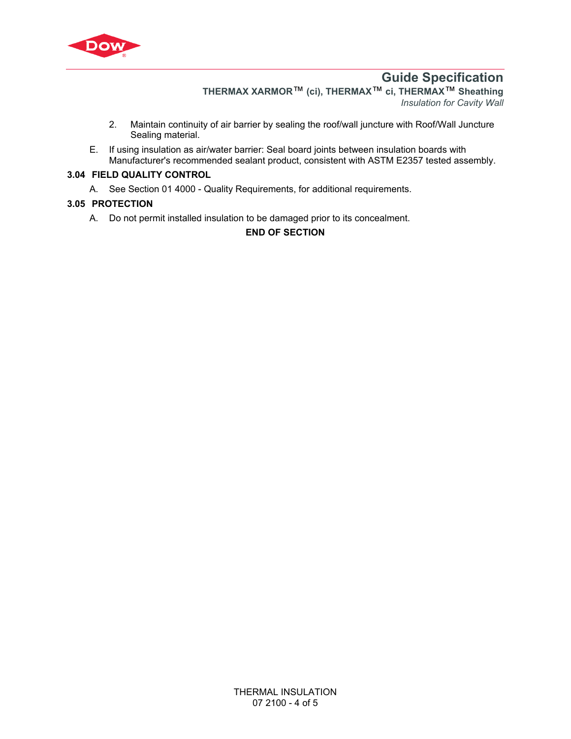2. Maintain continuity of air barrier by sealing the roof/wall juncture with Roof/Wall Juncture Sealing material.

E. If using insulation as air/water barrier: Seal board joints between insulation boards with Manufacturer's recommended sealant product, consistent with ASTM E2357 tested assembly.

## 3.04 FIELD QUALITY CONTROL

A. See Section 01 4000 - Quality Requirements, for additional requirements.

## 3.05 PROTECTION

A. Do not permit installed insulation to be damaged prior to its concealment.

**END OF SECTION**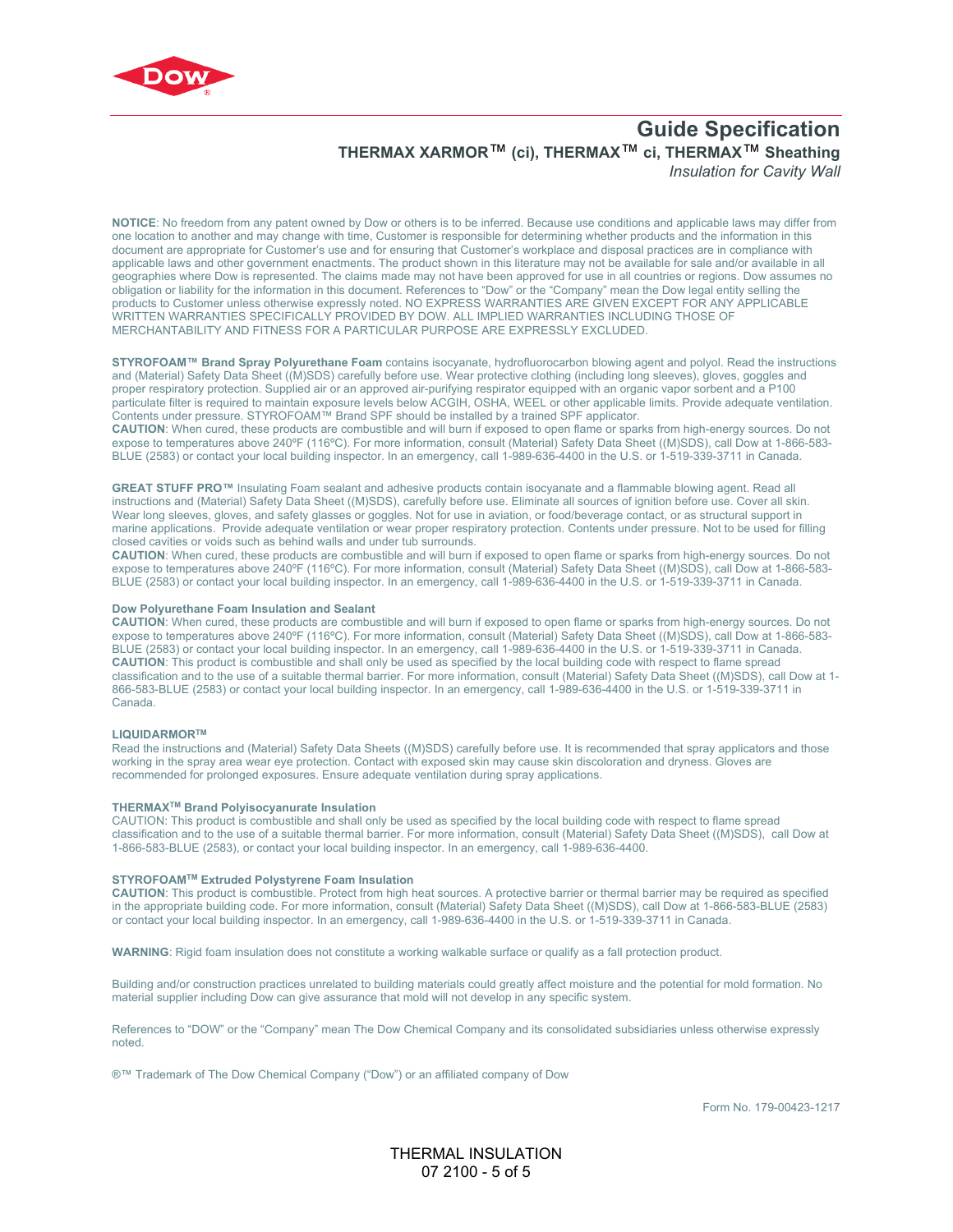# Guide Specification

**THERMAX XARMOR™ (ci), THERMAX™ ci, THERMAX™ Sheathing**

*Insulation for Cavity Wall*

**NOTICE**: No freedom from any patent owned by Dow or others is to be inferred. Because use conditions and applicable laws may differ from one location to another and may change with time, Customer is responsible for determining whether products and the information in this document are appropriate for Customer's use and for ensuring that Customer's workplace and disposal practices are in compliance with applicable laws and other government enactments. The product shown in this literature may not be available for sale and/or available in all geographies where Dow is represented. The claims made may not have been approved for use in all countries or regions. Dow assumes no obligation or liability for the information in this document. References to "Dow" or the "Company" mean the Dow legal entity selling the products to Customer unless otherwise expressly noted. NO EXPRESS WARRANTIES ARE GIVEN EXCEPT FOR ANY APPLICABLE WRITTEN WARRANTIES SPECIFICALLY PROVIDED BY DOW. ALL IMPLIED WARRANTIES INCLUDING THOSE OF MERCHANTABILITY AND FITNESS FOR A PARTICULAR PURPOSE ARE EXPRESSLY EXCLUDED.

**STYROFOAM™ Brand Spray Polyurethane Foam** contains isocyanate, hydrofluorocarbon blowing agent and polyol. Read the instructions and (Material) Safety Data Sheet ((M)SDS) carefully before use. Wear protective clothing (including long sleeves), gloves, goggles and proper respiratory protection. Supplied air or an approved air-purifying respirator equipped with an organic vapor sorbent and a P100 particulate filter is required to maintain exposure levels below ACGIH, OSHA, WEEL or other applicable limits. Provide adequate ventilation. Contents under pressure. STYROFOAM™ Brand SPF should be installed by a trained SPF applicator.
**CAUTION**: When cured, these products are combustible and will burn if exposed to open flame or sparks from high-energy sources. Do not expose to temperatures above 240ºF (116ºC). For more information, consult (Material) Safety Data Sheet ((M)SDS), call Dow at 1-866-583-BLUE (2583) or contact your local building inspector. In an emergency, call 1-989-636-4400 in the U.S. or 1-519-339-3711 in Canada.

**GREAT STUFF PRO™** Insulating Foam sealant and adhesive products contain isocyanate and a flammable blowing agent. Read all instructions and (Material) Safety Data Sheet ((M)SDS), carefully before use. Eliminate all sources of ignition before use. Cover all skin. Wear long sleeves, gloves, and safety glasses or goggles. Not for use in aviation, or food/beverage contact, or as structural support in marine applications. Provide adequate ventilation or wear proper respiratory protection. Contents under pressure. Not to be used for filling closed cavities or voids such as behind walls and under tub surrounds.
**CAUTION**: When cured, these products are combustible and will burn if exposed to open flame or sparks from high-energy sources. Do not expose to temperatures above 240ºF (116ºC). For more information, consult (Material) Safety Data Sheet ((M)SDS), call Dow at 1-866-583-BLUE (2583) or contact your local building inspector. In an emergency, call 1-989-636-4400 in the U.S. or 1-519-339-3711 in Canada.

**Dow Polyurethane Foam Insulation and Sealant**
**CAUTION**: When cured, these products are combustible and will burn if exposed to open flame or sparks from high-energy sources. Do not expose to temperatures above 240ºF (116ºC). For more information, consult (Material) Safety Data Sheet ((M)SDS), call Dow at 1-866-583-BLUE (2583) or contact your local building inspector. In an emergency, call 1-989-636-4400 in the U.S. or 1-519-339-3711 in Canada.
**CAUTION**: This product is combustible and shall only be used as specified by the local building code with respect to flame spread classification and to the use of a suitable thermal barrier. For more information, consult (Material) Safety Data Sheet ((M)SDS), call Dow at 1-866-583-BLUE (2583) or contact your local building inspector. In an emergency, call 1-989-636-4400 in the U.S. or 1-519-339-3711 in Canada.

**LIQUIDARMOR™**
Read the instructions and (Material) Safety Data Sheets ((M)SDS) carefully before use. It is recommended that spray applicators and those working in the spray area wear eye protection. Contact with exposed skin may cause skin discoloration and dryness. Gloves are recommended for prolonged exposures. Ensure adequate ventilation during spray applications.

**THERMAX™ Brand Polyisocyanurate Insulation**
CAUTION: This product is combustible and shall only be used as specified by the local building code with respect to flame spread classification and to the use of a suitable thermal barrier. For more information, consult (Material) Safety Data Sheet ((M)SDS), call Dow at 1-866-583-BLUE (2583), or contact your local building inspector. In an emergency, call 1-989-636-4400.

**STYROFOAM™ Extruded Polystyrene Foam Insulation**
**CAUTION**: This product is combustible. Protect from high heat sources. A protective barrier or thermal barrier may be required as specified in the appropriate building code. For more information, consult (Material) Safety Data Sheet ((M)SDS), call Dow at 1-866-583-BLUE (2583) or contact your local building inspector. In an emergency, call 1-989-636-4400 in the U.S. or 1-519-339-3711 in Canada.

**WARNING**: Rigid foam insulation does not constitute a working walkable surface or qualify as a fall protection product.

Building and/or construction practices unrelated to building materials could greatly affect moisture and the potential for mold formation. No material supplier including Dow can give assurance that mold will not develop in any specific system.

References to "DOW" or the "Company" mean The Dow Chemical Company and its consolidated subsidiaries unless otherwise expressly noted.

®™ Trademark of The Dow Chemical Company ("Dow") or an affiliated company of Dow

Form No. 179-00423-1217